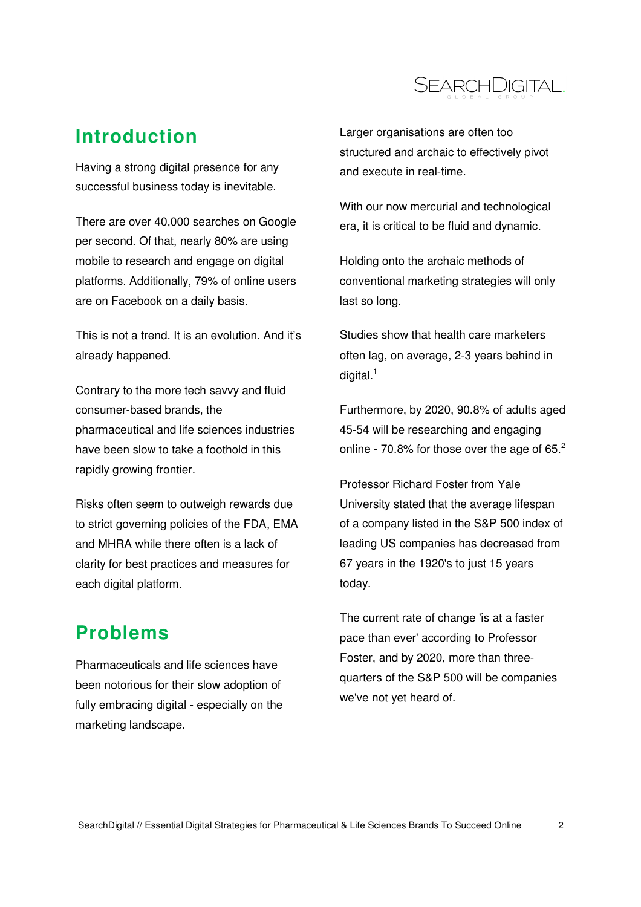## Introduction

Having a strong digital presence for any successful business today is inevitable.

There are over 40,000 searches on Google per second. Of that, nearly 80% are using mobile to research and engage on digital platforms. Additionally, 79% of online users are on Facebook on a daily basis.

This is not a trend. It is an evolution. And it's already happened.

Contrary to the more tech savvy and fluid consumer-based brands, the pharmaceutical and life sciences industries have been slow to take a foothold in this rapidly growing frontier.

Risks often seem to outweigh rewards due to strict governing policies of the FDA, EMA and MHRA while there often is a lack of clarity for best practices and measures for each digital platform.

## Problems

Pharmaceuticals and life sciences have been notorious for their slow adoption of fully embracing digital - especially on the marketing landscape.

Larger organisations are often too structured and archaic to effectively pivot and execute in real-time.

With our now mercurial and technological era, it is critical to be fluid and dynamic.

Holding onto the archaic methods of conventional marketing strategies will only last so long.

Studies show that health care marketers often lag, on average, 2-3 years behind in digital.[1]

Furthermore, by 2020, 90.8% of adults aged 45-54 will be researching and engaging online - 70.8% for those over the age of 65.[2]

Professor Richard Foster from Yale University stated that the average lifespan of a company listed in the S&P 500 index of leading US companies has decreased from 67 years in the 1920's to just 15 years today.

The current rate of change 'is at a faster pace than ever' according to Professor Foster, and by 2020, more than three-quarters of the S&P 500 will be companies we've not yet heard of.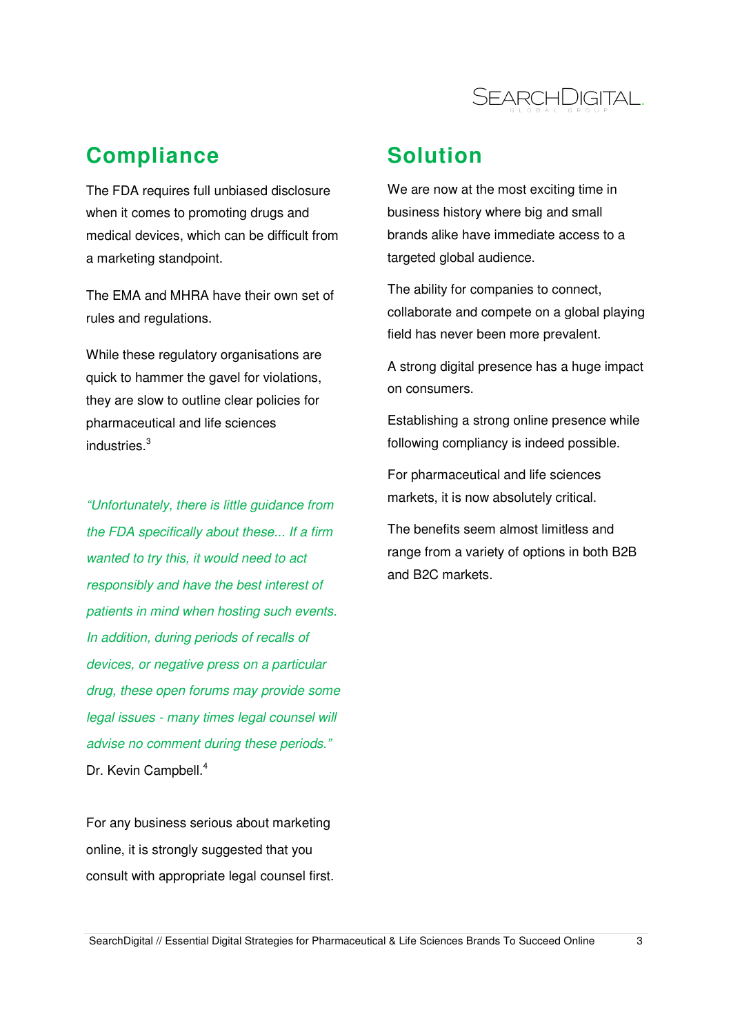## Compliance

The FDA requires full unbiased disclosure when it comes to promoting drugs and medical devices, which can be difficult from a marketing standpoint.

The EMA and MHRA have their own set of rules and regulations.

While these regulatory organisations are quick to hammer the gavel for violations, they are slow to outline clear policies for pharmaceutical and life sciences industries.[3]

*"Unfortunately, there is little guidance from the FDA specifically about these... If a firm wanted to try this, it would need to act responsibly and have the best interest of patients in mind when hosting such events. In addition, during periods of recalls of devices, or negative press on a particular drug, these open forums may provide some legal issues - many times legal counsel will advise no comment during these periods."*
Dr. Kevin Campbell.[4]

For any business serious about marketing online, it is strongly suggested that you consult with appropriate legal counsel first.

## Solution

We are now at the most exciting time in business history where big and small brands alike have immediate access to a targeted global audience.

The ability for companies to connect, collaborate and compete on a global playing field has never been more prevalent.

A strong digital presence has a huge impact on consumers.

Establishing a strong online presence while following compliancy is indeed possible.

For pharmaceutical and life sciences markets, it is now absolutely critical.

The benefits seem almost limitless and range from a variety of options in both B2B and B2C markets.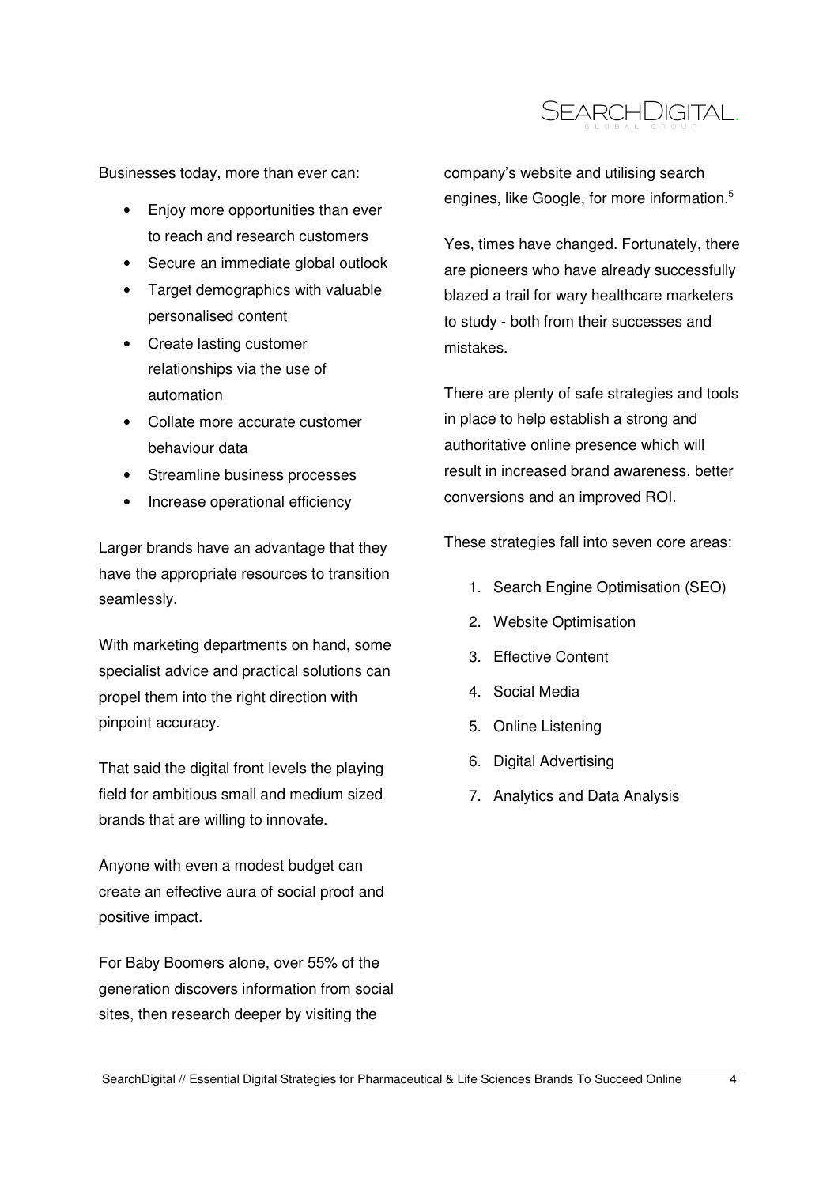Businesses today, more than ever can:

- Enjoy more opportunities than ever to reach and research customers
- Secure an immediate global outlook
- Target demographics with valuable personalised content
- Create lasting customer relationships via the use of automation
- Collate more accurate customer behaviour data
- Streamline business processes
- Increase operational efficiency

Larger brands have an advantage that they have the appropriate resources to transition seamlessly.

With marketing departments on hand, some specialist advice and practical solutions can propel them into the right direction with pinpoint accuracy.

That said the digital front levels the playing field for ambitious small and medium sized brands that are willing to innovate.

Anyone with even a modest budget can create an effective aura of social proof and positive impact.

For Baby Boomers alone, over 55% of the generation discovers information from social sites, then research deeper by visiting the company's website and utilising search engines, like Google, for more information.[5]

Yes, times have changed. Fortunately, there are pioneers who have already successfully blazed a trail for wary healthcare marketers to study - both from their successes and mistakes.

There are plenty of safe strategies and tools in place to help establish a strong and authoritative online presence which will result in increased brand awareness, better conversions and an improved ROI.

These strategies fall into seven core areas:

1. Search Engine Optimisation (SEO)
2. Website Optimisation
3. Effective Content
4. Social Media
5. Online Listening
6. Digital Advertising
7. Analytics and Data Analysis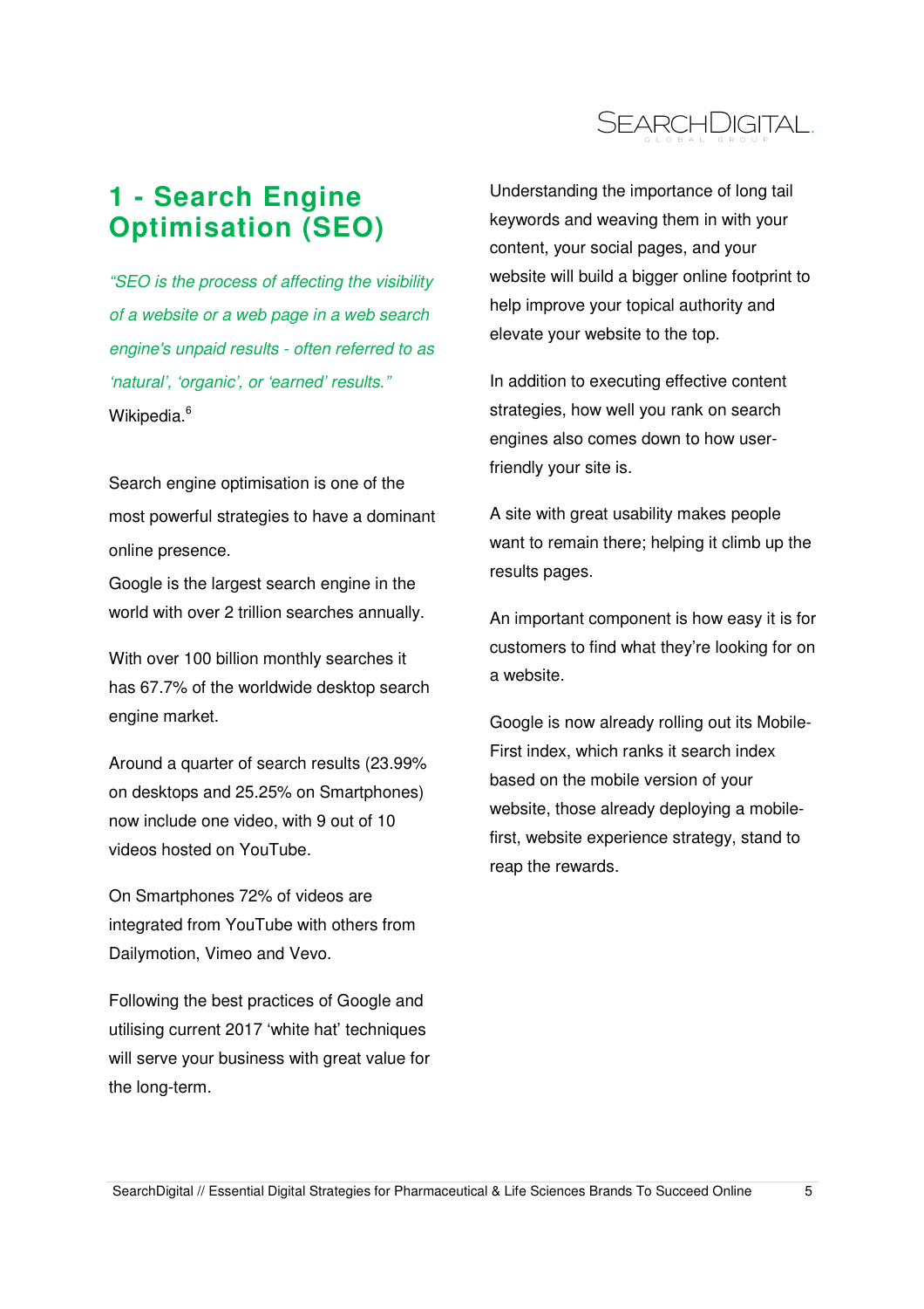# 1 - Search Engine Optimisation (SEO)

*"SEO is the process of affecting the visibility of a website or a web page in a web search engine's unpaid results - often referred to as 'natural', 'organic', or 'earned' results."* Wikipedia.[6]

Search engine optimisation is one of the most powerful strategies to have a dominant online presence.

Google is the largest search engine in the world with over 2 trillion searches annually.

With over 100 billion monthly searches it has 67.7% of the worldwide desktop search engine market.

Around a quarter of search results (23.99% on desktops and 25.25% on Smartphones) now include one video, with 9 out of 10 videos hosted on YouTube.

On Smartphones 72% of videos are integrated from YouTube with others from Dailymotion, Vimeo and Vevo.

Following the best practices of Google and utilising current 2017 'white hat' techniques will serve your business with great value for the long-term.

Understanding the importance of long tail keywords and weaving them in with your content, your social pages, and your website will build a bigger online footprint to help improve your topical authority and elevate your website to the top.

In addition to executing effective content strategies, how well you rank on search engines also comes down to how user-friendly your site is.

A site with great usability makes people want to remain there; helping it climb up the results pages.

An important component is how easy it is for customers to find what they're looking for on a website.

Google is now already rolling out its Mobile-First index, which ranks it search index based on the mobile version of your website, those already deploying a mobile-first, website experience strategy, stand to reap the rewards.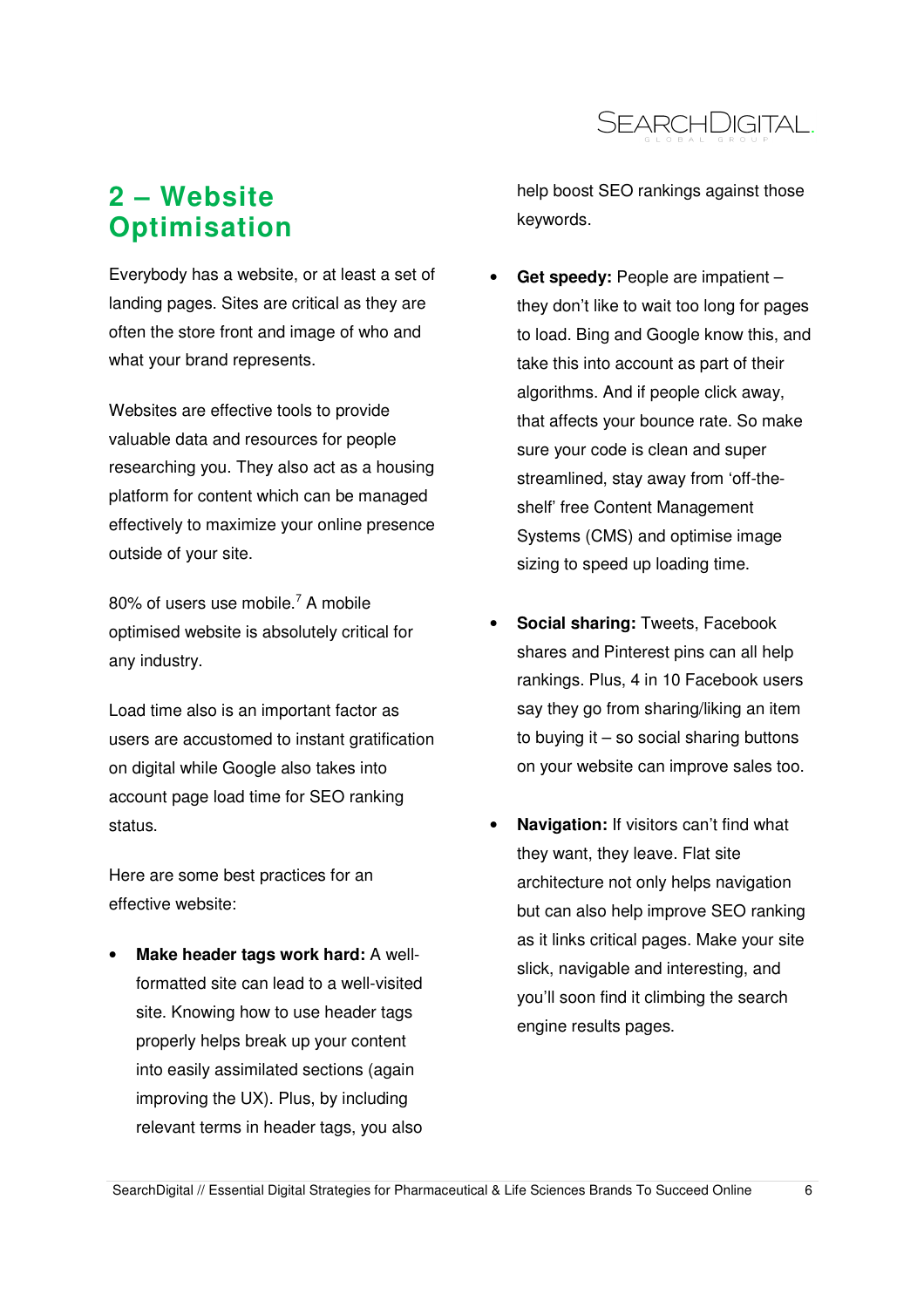## 2 – Website Optimisation

Everybody has a website, or at least a set of landing pages. Sites are critical as they are often the store front and image of who and what your brand represents.

Websites are effective tools to provide valuable data and resources for people researching you. They also act as a housing platform for content which can be managed effectively to maximize your online presence outside of your site.

80% of users use mobile.[7] A mobile optimised website is absolutely critical for any industry.

Load time also is an important factor as users are accustomed to instant gratification on digital while Google also takes into account page load time for SEO ranking status.

Here are some best practices for an effective website:

- **Make header tags work hard:** A well-formatted site can lead to a well-visited site. Knowing how to use header tags properly helps break up your content into easily assimilated sections (again improving the UX). Plus, by including relevant terms in header tags, you also help boost SEO rankings against those keywords.
- **Get speedy:** People are impatient – they don't like to wait too long for pages to load. Bing and Google know this, and take this into account as part of their algorithms. And if people click away, that affects your bounce rate. So make sure your code is clean and super streamlined, stay away from 'off-the-shelf' free Content Management Systems (CMS) and optimise image sizing to speed up loading time.
- **Social sharing:** Tweets, Facebook shares and Pinterest pins can all help rankings. Plus, 4 in 10 Facebook users say they go from sharing/liking an item to buying it – so social sharing buttons on your website can improve sales too.
- **Navigation:** If visitors can't find what they want, they leave. Flat site architecture not only helps navigation but can also help improve SEO ranking as it links critical pages. Make your site slick, navigable and interesting, and you'll soon find it climbing the search engine results pages.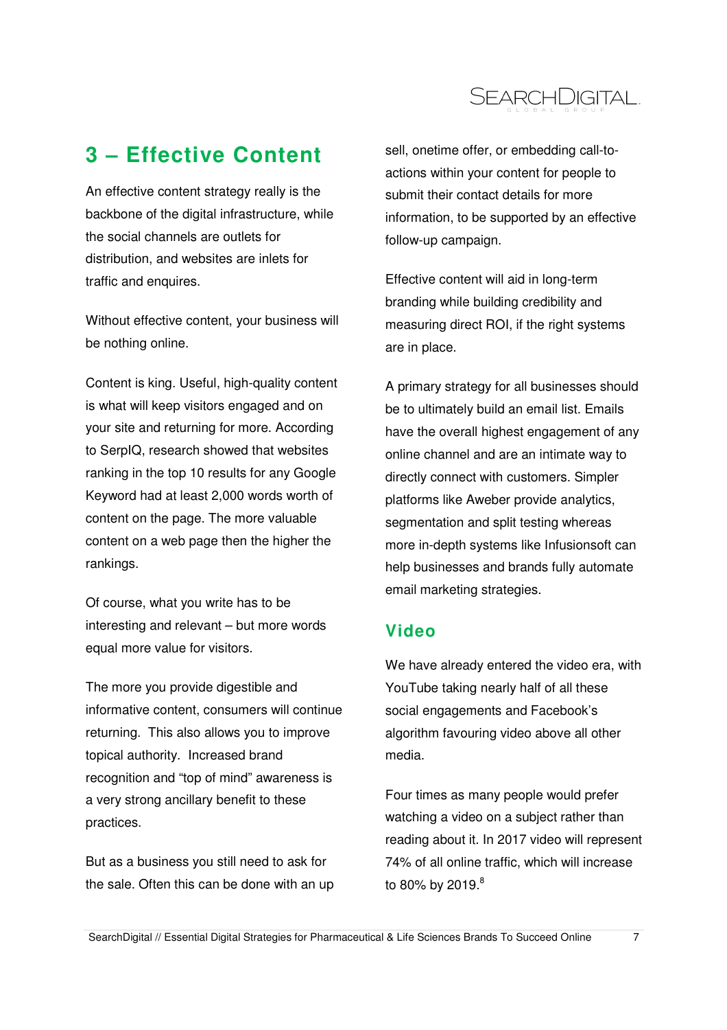## 3 – Effective Content

An effective content strategy really is the backbone of the digital infrastructure, while the social channels are outlets for distribution, and websites are inlets for traffic and enquires.

Without effective content, your business will be nothing online.

Content is king. Useful, high-quality content is what will keep visitors engaged and on your site and returning for more. According to SerpIQ, research showed that websites ranking in the top 10 results for any Google Keyword had at least 2,000 words worth of content on the page. The more valuable content on a web page then the higher the rankings.

Of course, what you write has to be interesting and relevant – but more words equal more value for visitors.

The more you provide digestible and informative content, consumers will continue returning. This also allows you to improve topical authority. Increased brand recognition and "top of mind" awareness is a very strong ancillary benefit to these practices.

But as a business you still need to ask for the sale. Often this can be done with an up sell, onetime offer, or embedding call-to-actions within your content for people to submit their contact details for more information, to be supported by an effective follow-up campaign.

Effective content will aid in long-term branding while building credibility and measuring direct ROI, if the right systems are in place.

A primary strategy for all businesses should be to ultimately build an email list. Emails have the overall highest engagement of any online channel and are an intimate way to directly connect with customers. Simpler platforms like Aweber provide analytics, segmentation and split testing whereas more in-depth systems like Infusionsoft can help businesses and brands fully automate email marketing strategies.

### Video

We have already entered the video era, with YouTube taking nearly half of all these social engagements and Facebook's algorithm favouring video above all other media.

Four times as many people would prefer watching a video on a subject rather than reading about it. In 2017 video will represent 74% of all online traffic, which will increase to 80% by 2019.[8]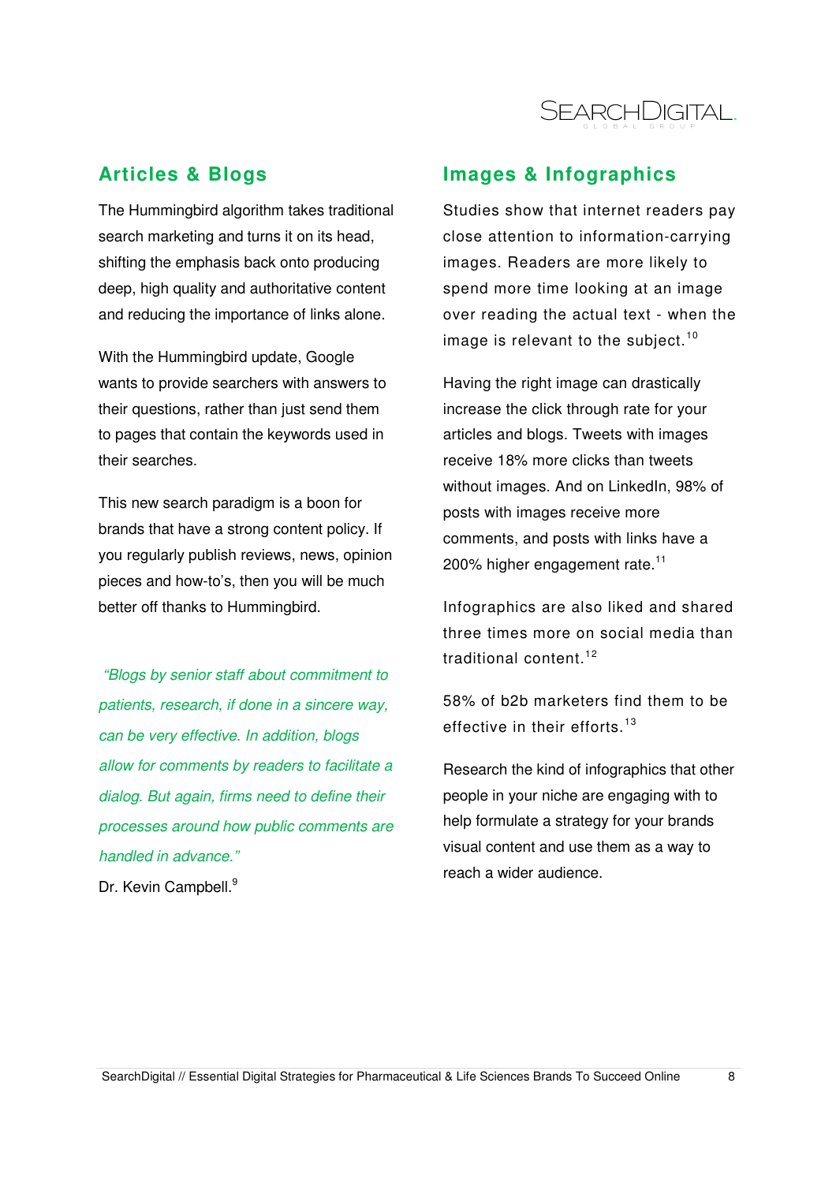## Articles & Blogs

The Hummingbird algorithm takes traditional search marketing and turns it on its head, shifting the emphasis back onto producing deep, high quality and authoritative content and reducing the importance of links alone.

With the Hummingbird update, Google wants to provide searchers with answers to their questions, rather than just send them to pages that contain the keywords used in their searches.

This new search paradigm is a boon for brands that have a strong content policy. If you regularly publish reviews, news, opinion pieces and how-to's, then you will be much better off thanks to Hummingbird.

*"Blogs by senior staff about commitment to patients, research, if done in a sincere way, can be very effective. In addition, blogs allow for comments by readers to facilitate a dialog. But again, firms need to define their processes around how public comments are handled in advance."*

Dr. Kevin Campbell.[9]

## Images & Infographics

Studies show that internet readers pay close attention to information-carrying images. Readers are more likely to spend more time looking at an image over reading the actual text - when the image is relevant to the subject.[10]

Having the right image can drastically increase the click through rate for your articles and blogs. Tweets with images receive 18% more clicks than tweets without images. And on LinkedIn, 98% of posts with images receive more comments, and posts with links have a 200% higher engagement rate.[11]

Infographics are also liked and shared three times more on social media than traditional content.[12]

58% of b2b marketers find them to be effective in their efforts.[13]

Research the kind of infographics that other people in your niche are engaging with to help formulate a strategy for your brands visual content and use them as a way to reach a wider audience.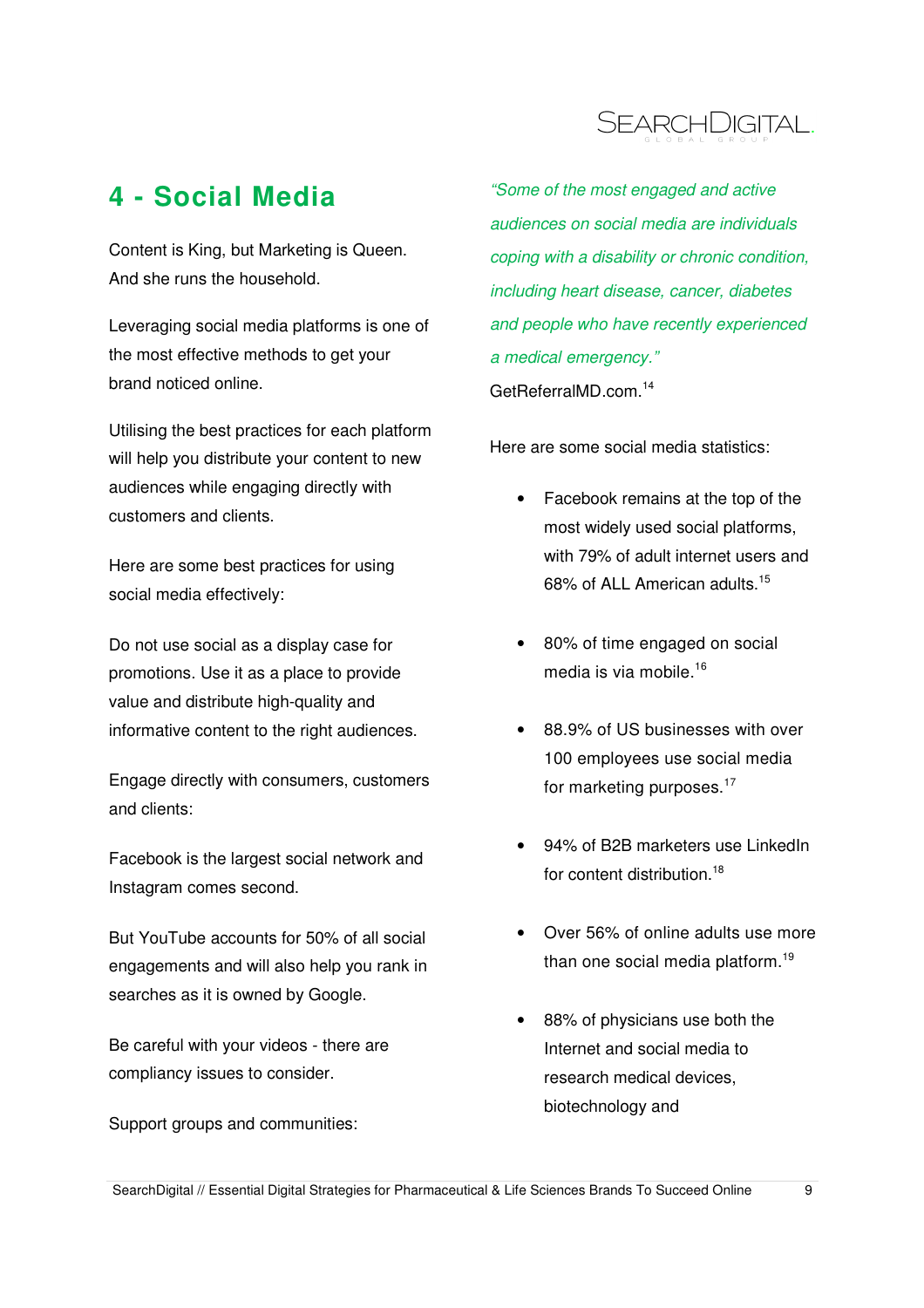## 4 - Social Media

Content is King, but Marketing is Queen. And she runs the household.

Leveraging social media platforms is one of the most effective methods to get your brand noticed online.

Utilising the best practices for each platform will help you distribute your content to new audiences while engaging directly with customers and clients.

Here are some best practices for using social media effectively:

Do not use social as a display case for promotions. Use it as a place to provide value and distribute high-quality and informative content to the right audiences.

Engage directly with consumers, customers and clients:

Facebook is the largest social network and Instagram comes second.

But YouTube accounts for 50% of all social engagements and will also help you rank in searches as it is owned by Google.

Be careful with your videos - there are compliancy issues to consider.

Support groups and communities:

*"Some of the most engaged and active audiences on social media are individuals coping with a disability or chronic condition, including heart disease, cancer, diabetes and people who have recently experienced a medical emergency."*

GetReferralMD.com.[14]

Here are some social media statistics:

- Facebook remains at the top of the most widely used social platforms, with 79% of adult internet users and 68% of ALL American adults.[15]
- 80% of time engaged on social media is via mobile.[16]
- 88.9% of US businesses with over 100 employees use social media for marketing purposes.[17]
- 94% of B2B marketers use LinkedIn for content distribution.[18]
- Over 56% of online adults use more than one social media platform.[19]
- 88% of physicians use both the Internet and social media to research medical devices, biotechnology and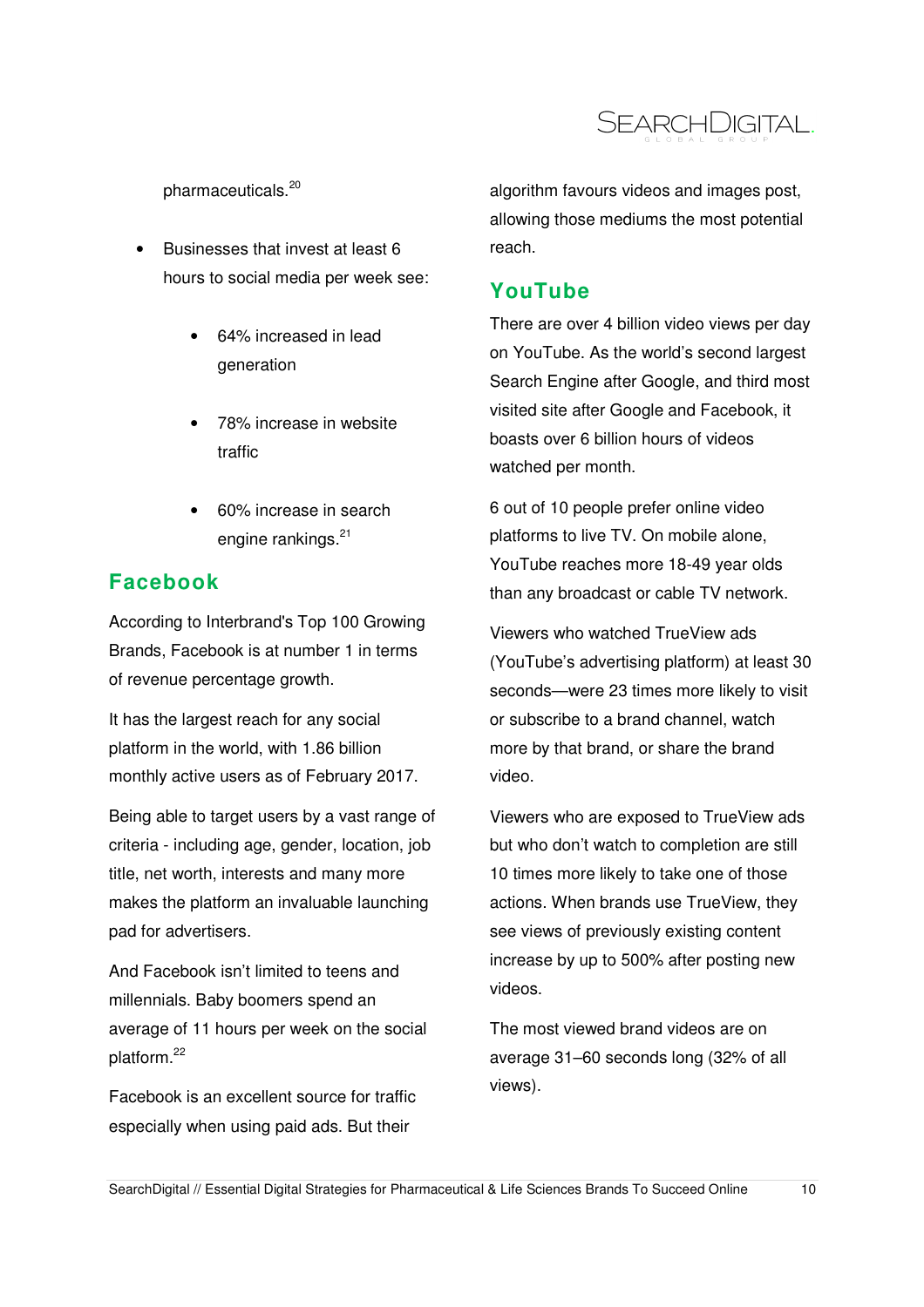pharmaceuticals.[20]

- Businesses that invest at least 6 hours to social media per week see:
    - 64% increased in lead generation
    - 78% increase in website traffic
    - 60% increase in search engine rankings.[21]

## Facebook

According to Interbrand's Top 100 Growing Brands, Facebook is at number 1 in terms of revenue percentage growth.

It has the largest reach for any social platform in the world, with 1.86 billion monthly active users as of February 2017.

Being able to target users by a vast range of criteria - including age, gender, location, job title, net worth, interests and many more makes the platform an invaluable launching pad for advertisers.

And Facebook isn't limited to teens and millennials. Baby boomers spend an average of 11 hours per week on the social platform.[22]

Facebook is an excellent source for traffic especially when using paid ads. But their algorithm favours videos and images post, allowing those mediums the most potential reach.

## YouTube

There are over 4 billion video views per day on YouTube. As the world's second largest Search Engine after Google, and third most visited site after Google and Facebook, it boasts over 6 billion hours of videos watched per month.

6 out of 10 people prefer online video platforms to live TV. On mobile alone, YouTube reaches more 18-49 year olds than any broadcast or cable TV network.

Viewers who watched TrueView ads (YouTube's advertising platform) at least 30 seconds—were 23 times more likely to visit or subscribe to a brand channel, watch more by that brand, or share the brand video.

Viewers who are exposed to TrueView ads but who don't watch to completion are still 10 times more likely to take one of those actions. When brands use TrueView, they see views of previously existing content increase by up to 500% after posting new videos.

The most viewed brand videos are on average 31–60 seconds long (32% of all views).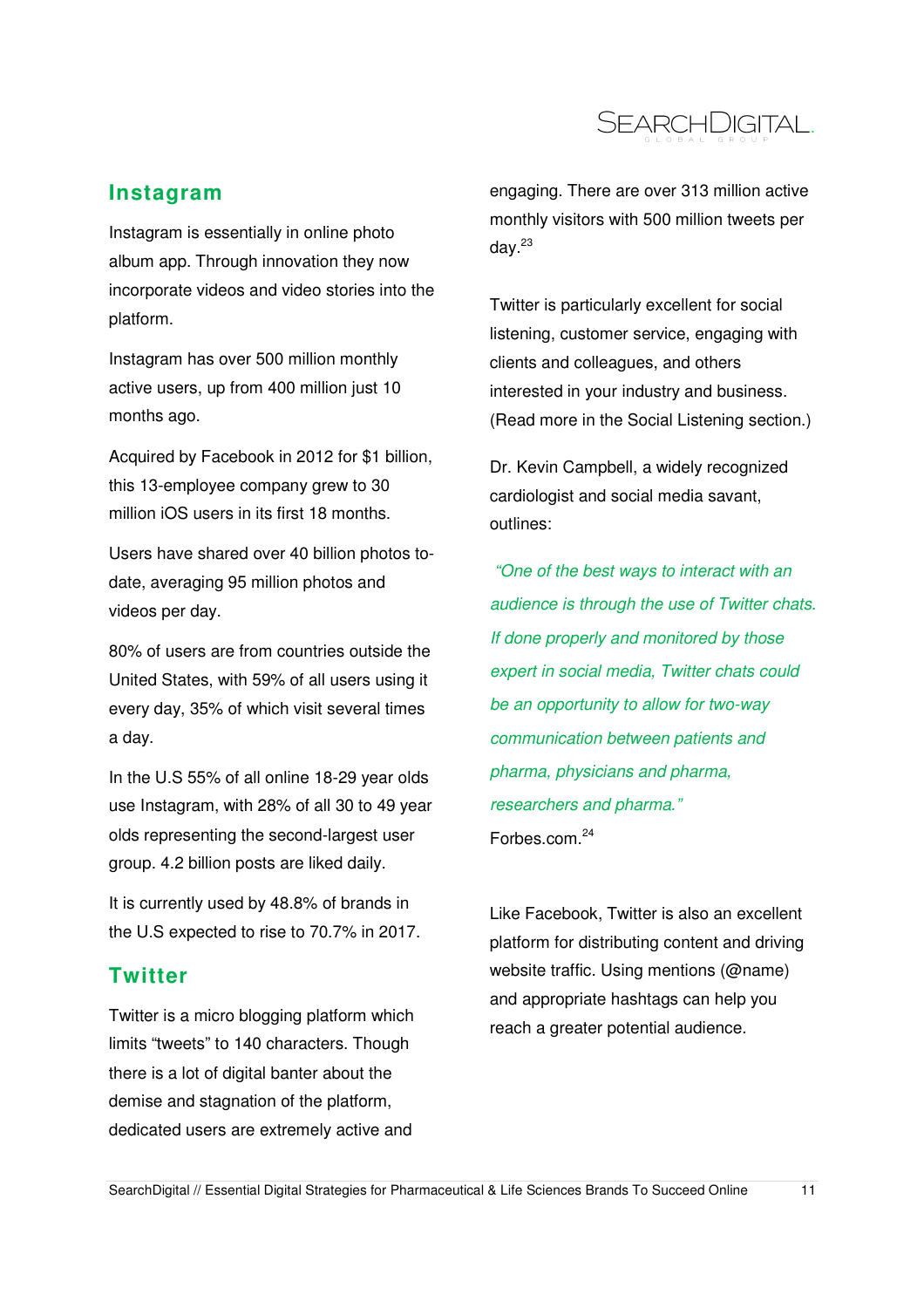## Instagram

Instagram is essentially in online photo album app. Through innovation they now incorporate videos and video stories into the platform.

Instagram has over 500 million monthly active users, up from 400 million just 10 months ago.

Acquired by Facebook in 2012 for $1 billion, this 13-employee company grew to 30 million iOS users in its first 18 months.

Users have shared over 40 billion photos to-date, averaging 95 million photos and videos per day.

80% of users are from countries outside the United States, with 59% of all users using it every day, 35% of which visit several times a day.

In the U.S 55% of all online 18-29 year olds use Instagram, with 28% of all 30 to 49 year olds representing the second-largest user group. 4.2 billion posts are liked daily.

It is currently used by 48.8% of brands in the U.S expected to rise to 70.7% in 2017.

## Twitter

Twitter is a micro blogging platform which limits "tweets" to 140 characters. Though there is a lot of digital banter about the demise and stagnation of the platform, dedicated users are extremely active and engaging. There are over 313 million active monthly visitors with 500 million tweets per day.[23]

Twitter is particularly excellent for social listening, customer service, engaging with clients and colleagues, and others interested in your industry and business. (Read more in the Social Listening section.)

Dr. Kevin Campbell, a widely recognized cardiologist and social media savant, outlines:

*"One of the best ways to interact with an audience is through the use of Twitter chats. If done properly and monitored by those expert in social media, Twitter chats could be an opportunity to allow for two-way communication between patients and pharma, physicians and pharma, researchers and pharma."*

Forbes.com.[24]

Like Facebook, Twitter is also an excellent platform for distributing content and driving website traffic. Using mentions (@name) and appropriate hashtags can help you reach a greater potential audience.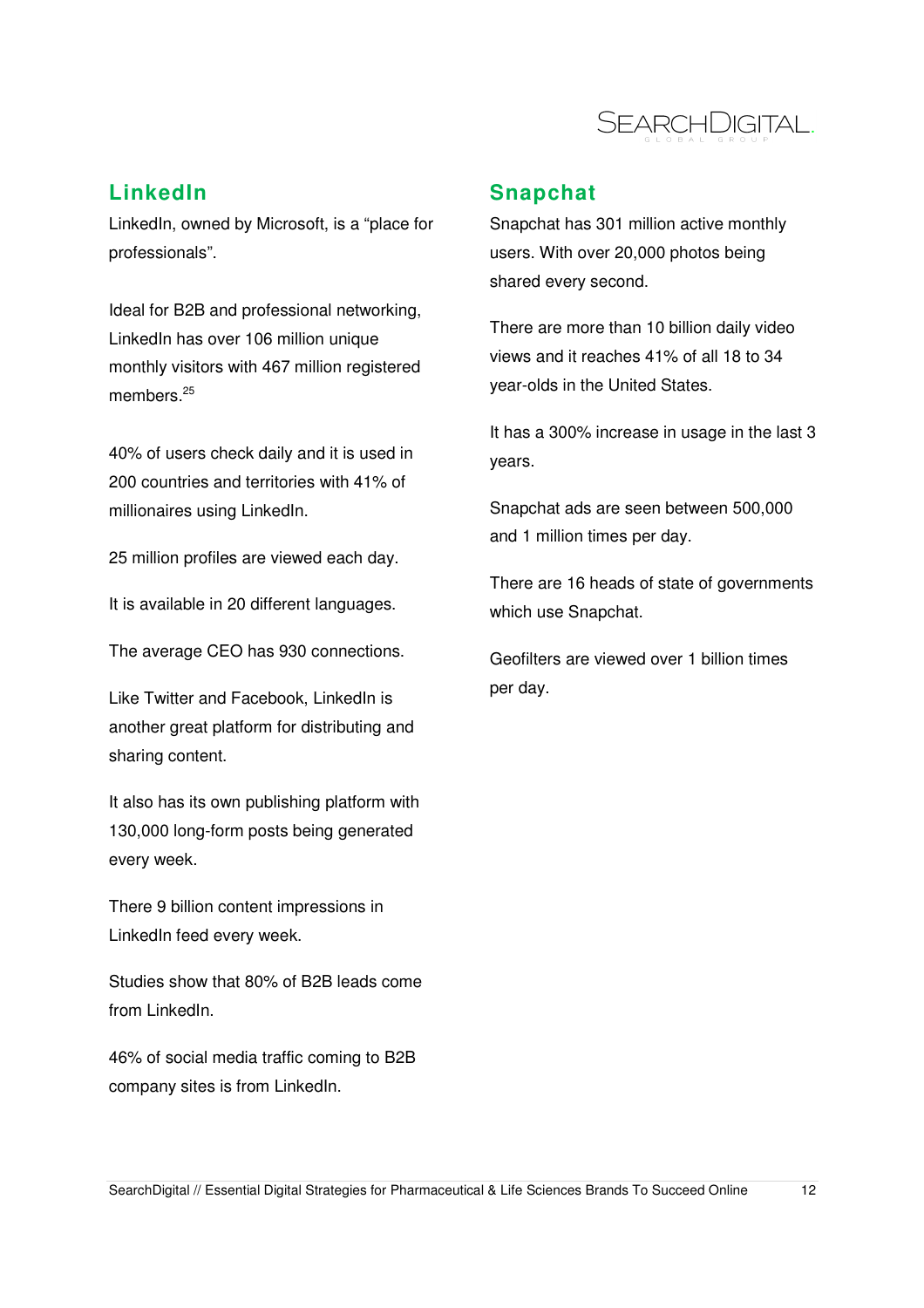## LinkedIn

LinkedIn, owned by Microsoft, is a "place for professionals".

Ideal for B2B and professional networking, LinkedIn has over 106 million unique monthly visitors with 467 million registered members.[25]

40% of users check daily and it is used in 200 countries and territories with 41% of millionaires using LinkedIn.

25 million profiles are viewed each day.

It is available in 20 different languages.

The average CEO has 930 connections.

Like Twitter and Facebook, LinkedIn is another great platform for distributing and sharing content.

It also has its own publishing platform with 130,000 long-form posts being generated every week.

There 9 billion content impressions in LinkedIn feed every week.

Studies show that 80% of B2B leads come from LinkedIn.

46% of social media traffic coming to B2B company sites is from LinkedIn.

## Snapchat

Snapchat has 301 million active monthly users. With over 20,000 photos being shared every second.

There are more than 10 billion daily video views and it reaches 41% of all 18 to 34 year-olds in the United States.

It has a 300% increase in usage in the last 3 years.

Snapchat ads are seen between 500,000 and 1 million times per day.

There are 16 heads of state of governments which use Snapchat.

Geofilters are viewed over 1 billion times per day.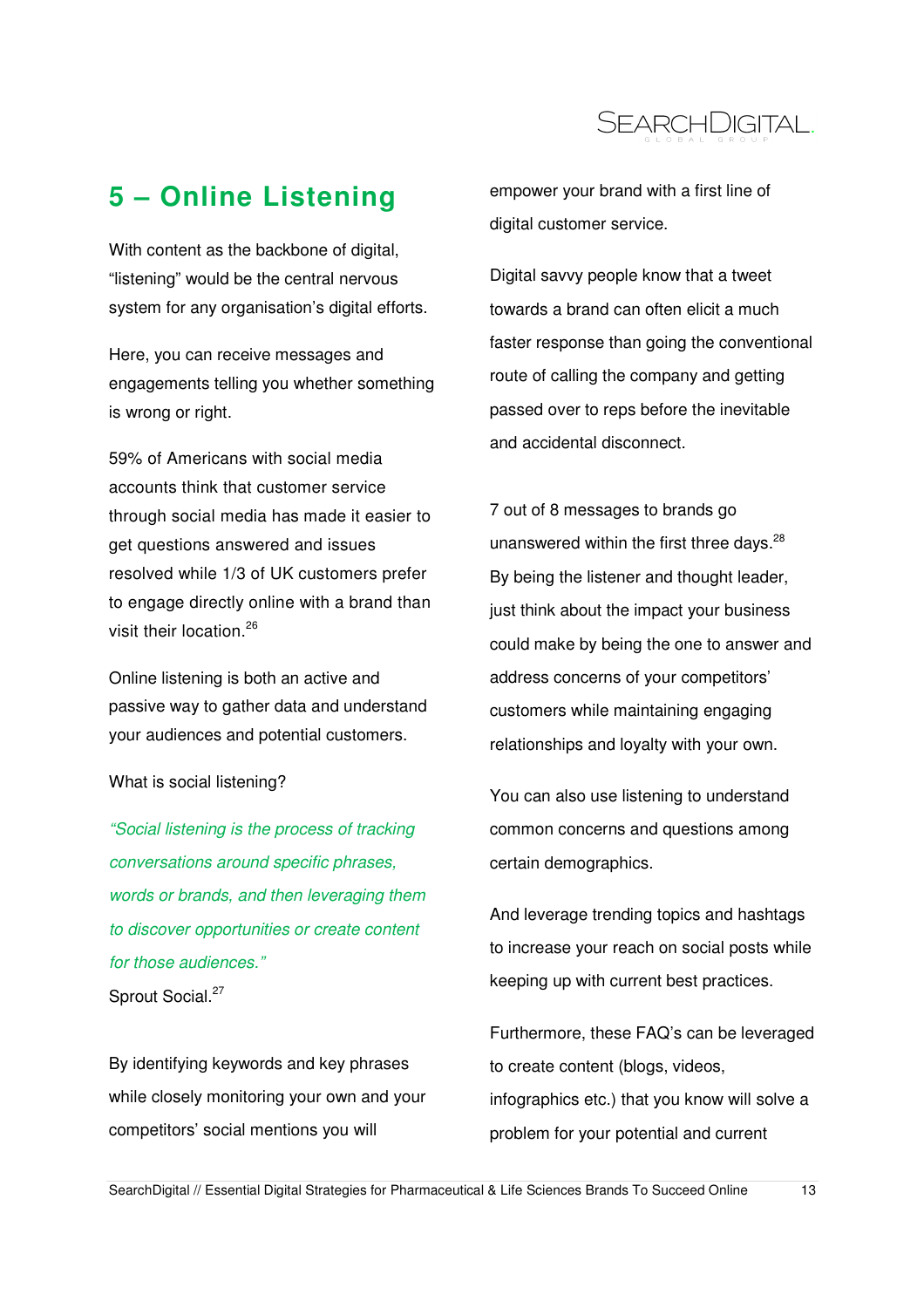## 5 – Online Listening

With content as the backbone of digital, "listening" would be the central nervous system for any organisation's digital efforts.

Here, you can receive messages and engagements telling you whether something is wrong or right.

59% of Americans with social media accounts think that customer service through social media has made it easier to get questions answered and issues resolved while 1/3 of UK customers prefer to engage directly online with a brand than visit their location.[26]

Online listening is both an active and passive way to gather data and understand your audiences and potential customers.

What is social listening?

*"Social listening is the process of tracking conversations around specific phrases, words or brands, and then leveraging them to discover opportunities or create content for those audiences."*

Sprout Social.[27]

By identifying keywords and key phrases while closely monitoring your own and your competitors' social mentions you will empower your brand with a first line of digital customer service.

Digital savvy people know that a tweet towards a brand can often elicit a much faster response than going the conventional route of calling the company and getting passed over to reps before the inevitable and accidental disconnect.

7 out of 8 messages to brands go unanswered within the first three days.[28] By being the listener and thought leader, just think about the impact your business could make by being the one to answer and address concerns of your competitors' customers while maintaining engaging relationships and loyalty with your own.

You can also use listening to understand common concerns and questions among certain demographics.

And leverage trending topics and hashtags to increase your reach on social posts while keeping up with current best practices.

Furthermore, these FAQ's can be leveraged to create content (blogs, videos, infographics etc.) that you know will solve a problem for your potential and current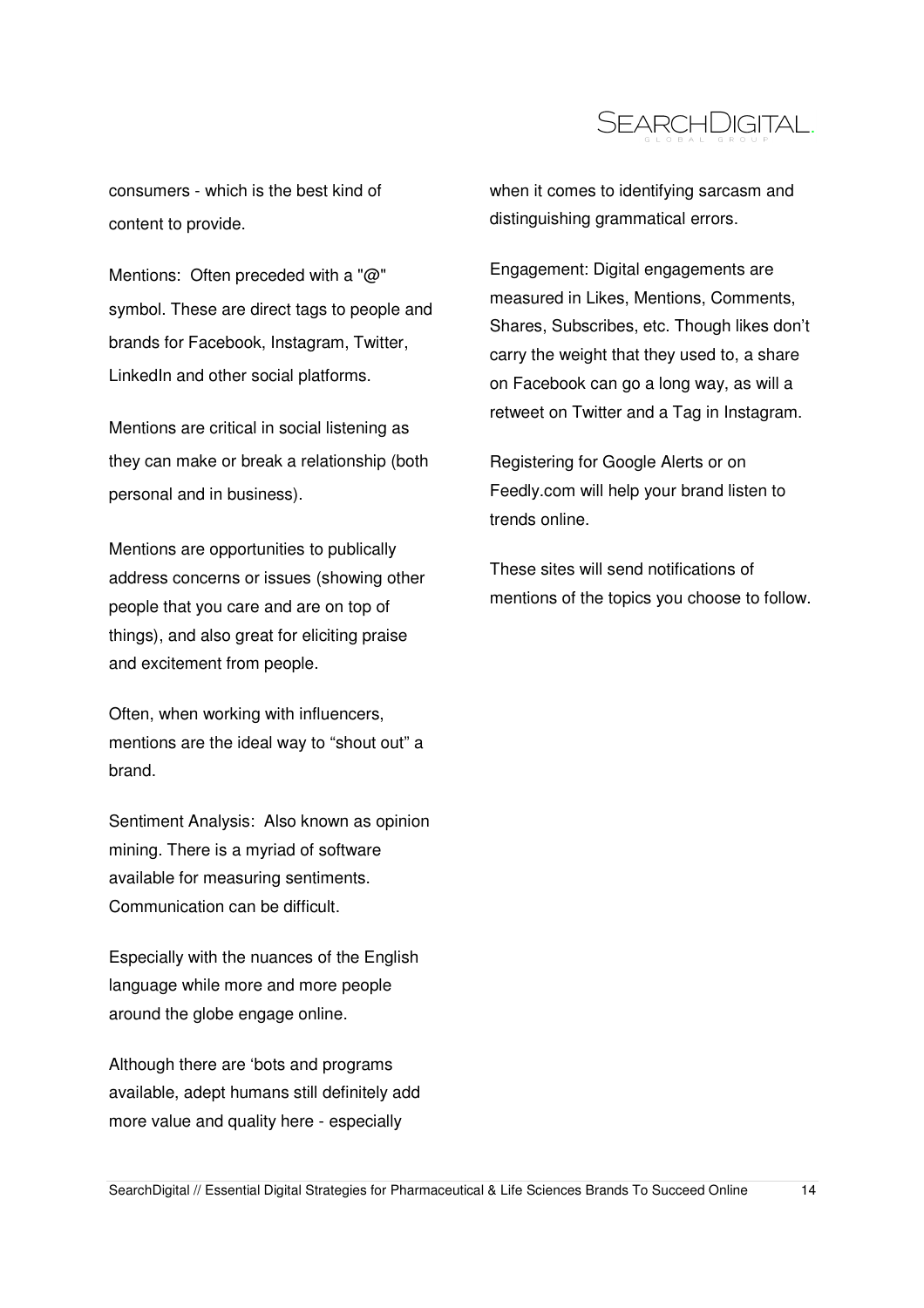consumers - which is the best kind of content to provide.

Mentions: Often preceded with a "@" symbol. These are direct tags to people and brands for Facebook, Instagram, Twitter, LinkedIn and other social platforms.

Mentions are critical in social listening as they can make or break a relationship (both personal and in business).

Mentions are opportunities to publically address concerns or issues (showing other people that you care and are on top of things), and also great for eliciting praise and excitement from people.

Often, when working with influencers, mentions are the ideal way to "shout out" a brand.

Sentiment Analysis: Also known as opinion mining. There is a myriad of software available for measuring sentiments. Communication can be difficult.

Especially with the nuances of the English language while more and more people around the globe engage online.

Although there are 'bots and programs available, adept humans still definitely add more value and quality here - especially when it comes to identifying sarcasm and distinguishing grammatical errors.

Engagement: Digital engagements are measured in Likes, Mentions, Comments, Shares, Subscribes, etc. Though likes don't carry the weight that they used to, a share on Facebook can go a long way, as will a retweet on Twitter and a Tag in Instagram.

Registering for Google Alerts or on Feedly.com will help your brand listen to trends online.

These sites will send notifications of mentions of the topics you choose to follow.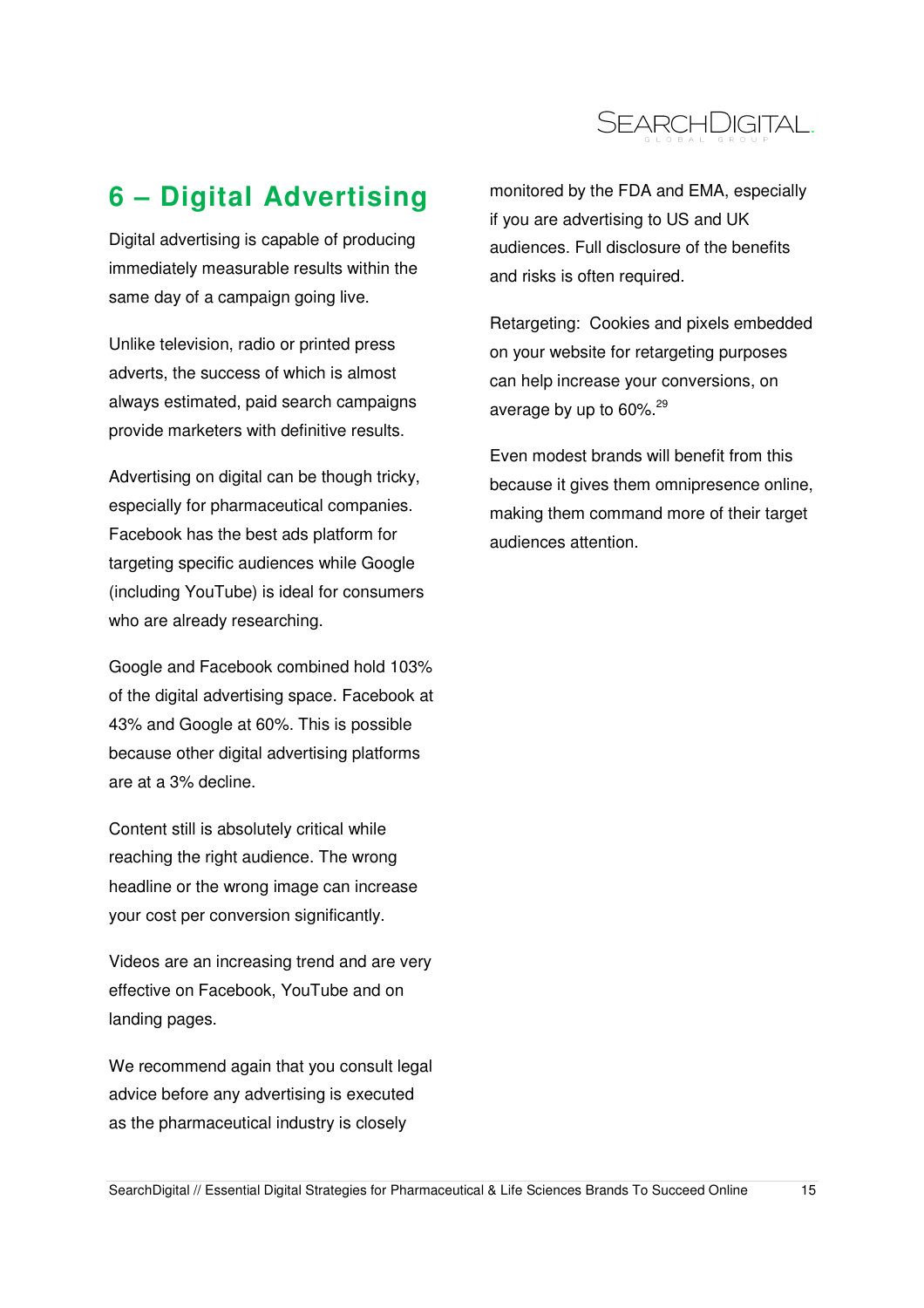# 6 – Digital Advertising

Digital advertising is capable of producing immediately measurable results within the same day of a campaign going live.

Unlike television, radio or printed press adverts, the success of which is almost always estimated, paid search campaigns provide marketers with definitive results.

Advertising on digital can be though tricky, especially for pharmaceutical companies. Facebook has the best ads platform for targeting specific audiences while Google (including YouTube) is ideal for consumers who are already researching.

Google and Facebook combined hold 103% of the digital advertising space. Facebook at 43% and Google at 60%. This is possible because other digital advertising platforms are at a 3% decline.

Content still is absolutely critical while reaching the right audience. The wrong headline or the wrong image can increase your cost per conversion significantly.

Videos are an increasing trend and are very effective on Facebook, YouTube and on landing pages.

We recommend again that you consult legal advice before any advertising is executed as the pharmaceutical industry is closely monitored by the FDA and EMA, especially if you are advertising to US and UK audiences. Full disclosure of the benefits and risks is often required.

Retargeting: Cookies and pixels embedded on your website for retargeting purposes can help increase your conversions, on average by up to 60%.[29]

Even modest brands will benefit from this because it gives them omnipresence online, making them command more of their target audiences attention.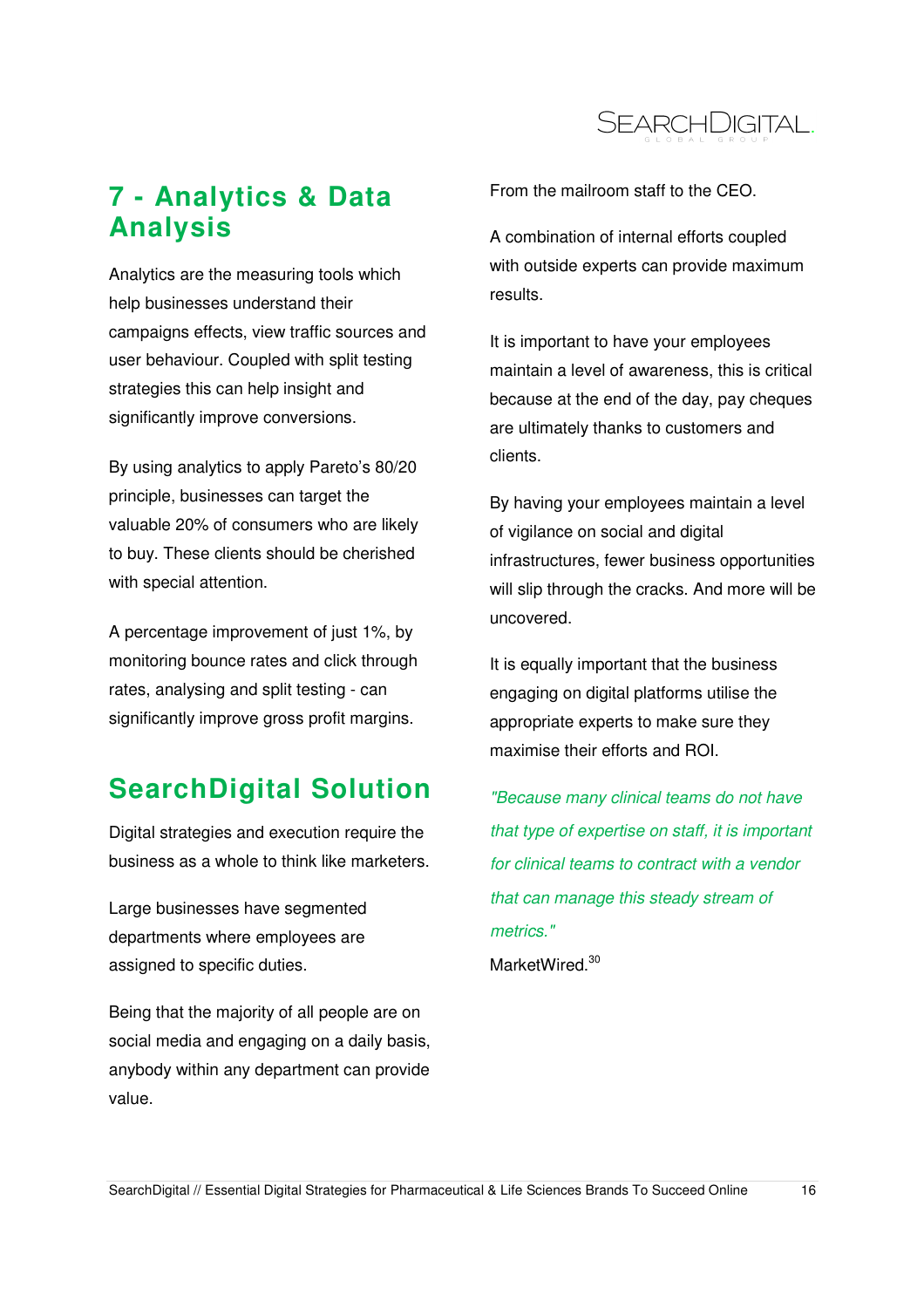## 7 - Analytics & Data Analysis

Analytics are the measuring tools which help businesses understand their campaigns effects, view traffic sources and user behaviour. Coupled with split testing strategies this can help insight and significantly improve conversions.

By using analytics to apply Pareto's 80/20 principle, businesses can target the valuable 20% of consumers who are likely to buy. These clients should be cherished with special attention.

A percentage improvement of just 1%, by monitoring bounce rates and click through rates, analysing and split testing - can significantly improve gross profit margins.

## SearchDigital Solution

Digital strategies and execution require the business as a whole to think like marketers.

Large businesses have segmented departments where employees are assigned to specific duties.

Being that the majority of all people are on social media and engaging on a daily basis, anybody within any department can provide value.

From the mailroom staff to the CEO.

A combination of internal efforts coupled with outside experts can provide maximum results.

It is important to have your employees maintain a level of awareness, this is critical because at the end of the day, pay cheques are ultimately thanks to customers and clients.

By having your employees maintain a level of vigilance on social and digital infrastructures, fewer business opportunities will slip through the cracks. And more will be uncovered.

It is equally important that the business engaging on digital platforms utilise the appropriate experts to make sure they maximise their efforts and ROI.

*"Because many clinical teams do not have that type of expertise on staff, it is important for clinical teams to contract with a vendor that can manage this steady stream of metrics."*

MarketWired.[30]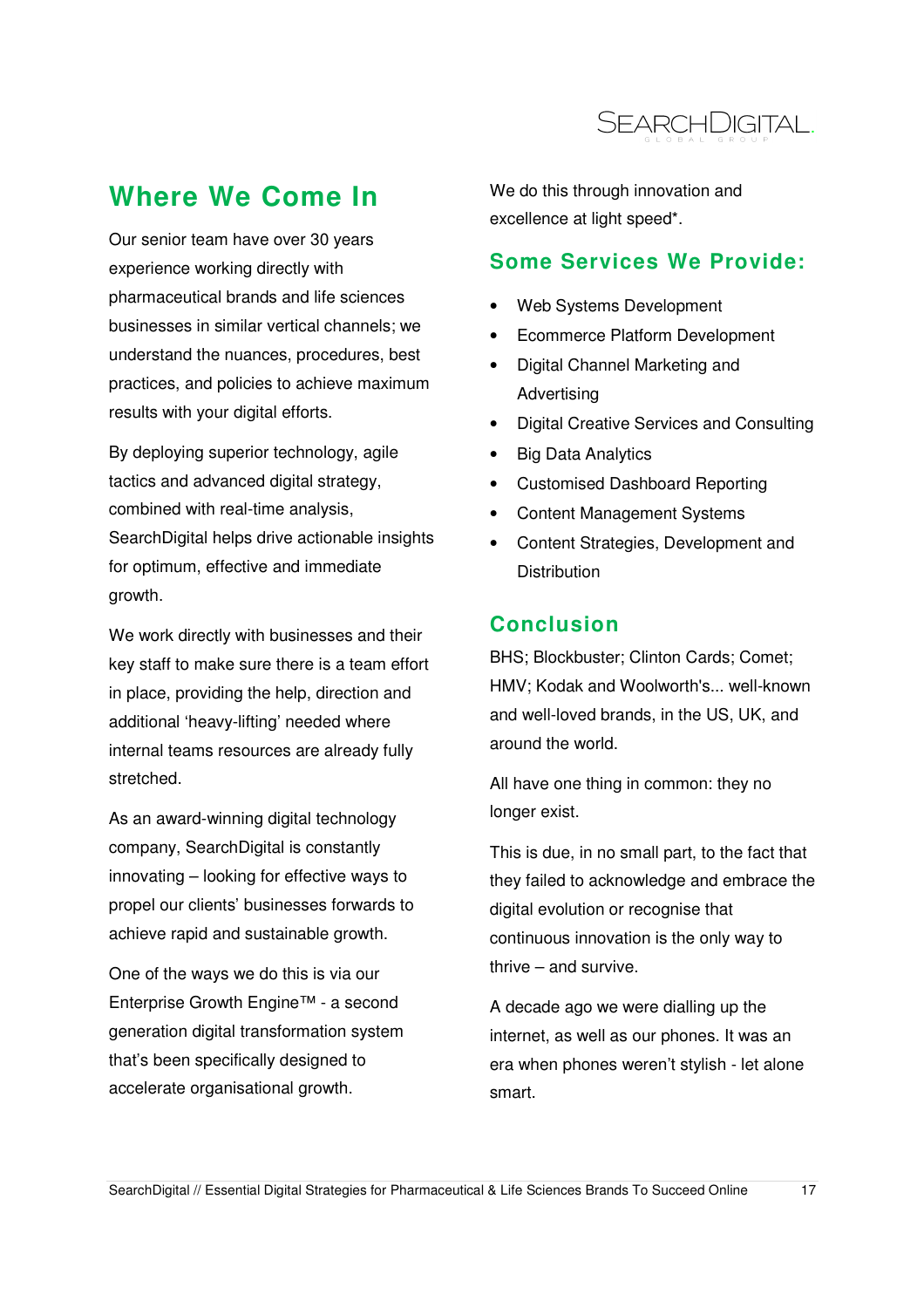## Where We Come In

Our senior team have over 30 years experience working directly with pharmaceutical brands and life sciences businesses in similar vertical channels; we understand the nuances, procedures, best practices, and policies to achieve maximum results with your digital efforts.

By deploying superior technology, agile tactics and advanced digital strategy, combined with real-time analysis, SearchDigital helps drive actionable insights for optimum, effective and immediate growth.

We work directly with businesses and their key staff to make sure there is a team effort in place, providing the help, direction and additional 'heavy-lifting' needed where internal teams resources are already fully stretched.

As an award-winning digital technology company, SearchDigital is constantly innovating – looking for effective ways to propel our clients' businesses forwards to achieve rapid and sustainable growth.

One of the ways we do this is via our Enterprise Growth Engine™ - a second generation digital transformation system that's been specifically designed to accelerate organisational growth.

We do this through innovation and excellence at light speed*.

### Some Services We Provide:

- Web Systems Development
- Ecommerce Platform Development
- Digital Channel Marketing and Advertising
- Digital Creative Services and Consulting
- Big Data Analytics
- Customised Dashboard Reporting
- Content Management Systems
- Content Strategies, Development and Distribution

### Conclusion

BHS; Blockbuster; Clinton Cards; Comet; HMV; Kodak and Woolworth's... well-known and well-loved brands, in the US, UK, and around the world.

All have one thing in common: they no longer exist.

This is due, in no small part, to the fact that they failed to acknowledge and embrace the digital evolution or recognise that continuous innovation is the only way to thrive – and survive.

A decade ago we were dialling up the internet, as well as our phones. It was an era when phones weren't stylish - let alone smart.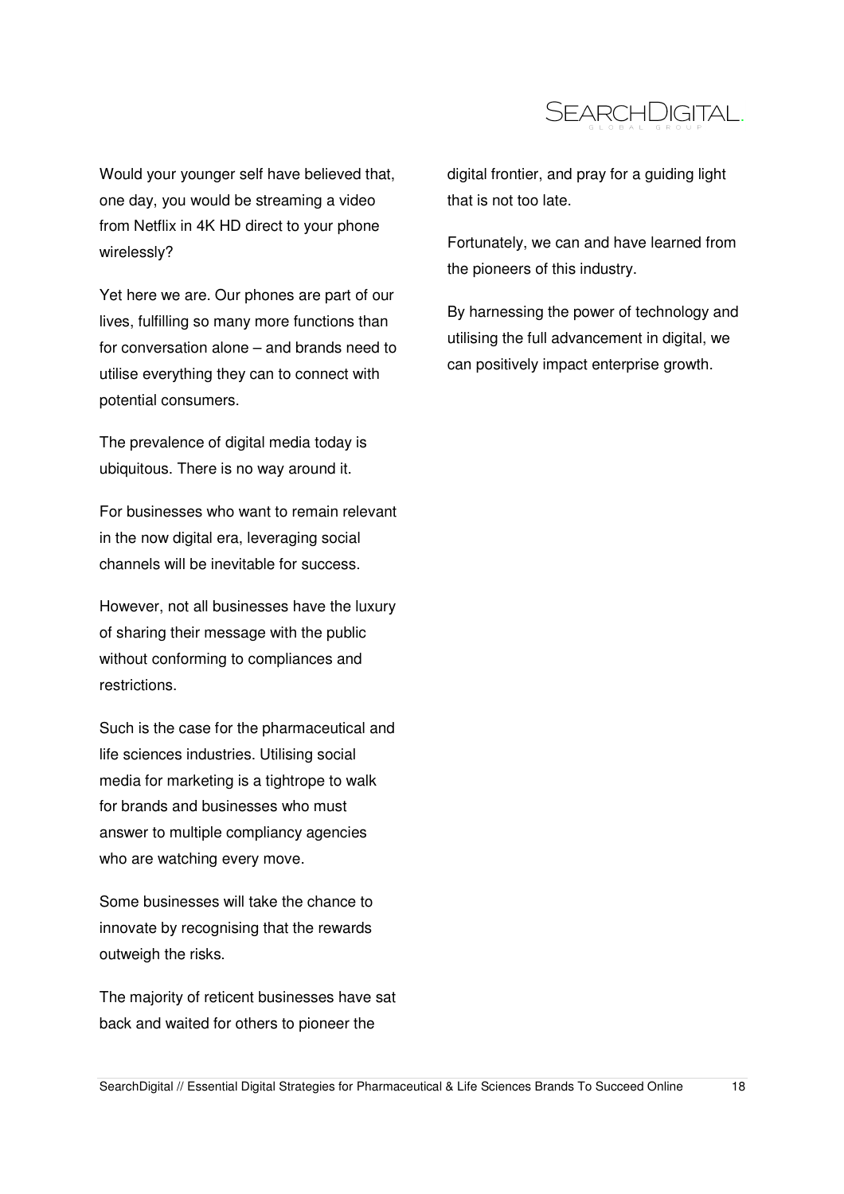Would your younger self have believed that, one day, you would be streaming a video from Netflix in 4K HD direct to your phone wirelessly?

Yet here we are. Our phones are part of our lives, fulfilling so many more functions than for conversation alone – and brands need to utilise everything they can to connect with potential consumers.

The prevalence of digital media today is ubiquitous. There is no way around it.

For businesses who want to remain relevant in the now digital era, leveraging social channels will be inevitable for success.

However, not all businesses have the luxury of sharing their message with the public without conforming to compliances and restrictions.

Such is the case for the pharmaceutical and life sciences industries. Utilising social media for marketing is a tightrope to walk for brands and businesses who must answer to multiple compliancy agencies who are watching every move.

Some businesses will take the chance to innovate by recognising that the rewards outweigh the risks.

The majority of reticent businesses have sat back and waited for others to pioneer the digital frontier, and pray for a guiding light that is not too late.

Fortunately, we can and have learned from the pioneers of this industry.

By harnessing the power of technology and utilising the full advancement in digital, we can positively impact enterprise growth.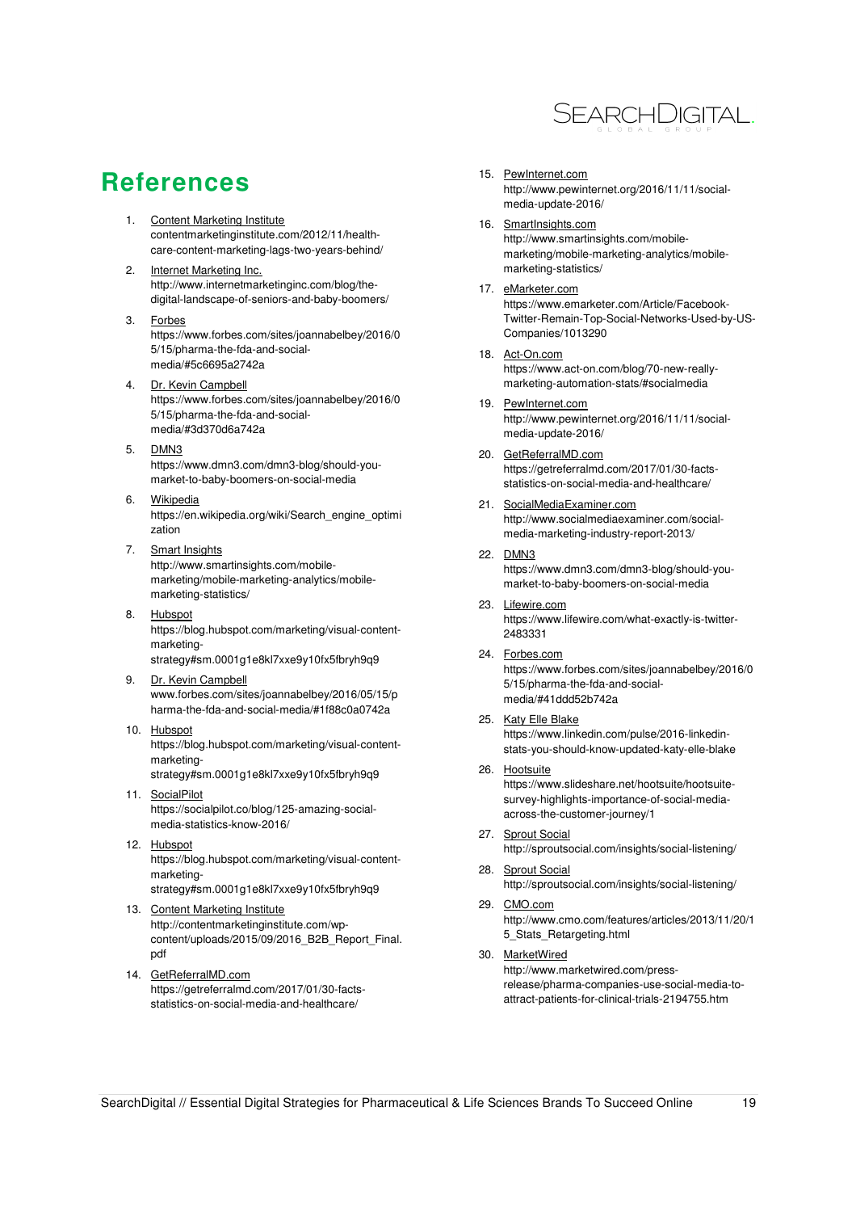# References

1. Content Marketing Institute
   contentmarketinginstitute.com/2012/11/health-care-content-marketing-lags-two-years-behind/
2. Internet Marketing Inc.
   http://www.internetmarketinginc.com/blog/the-digital-landscape-of-seniors-and-baby-boomers/
3. Forbes
   https://www.forbes.com/sites/joannabelbey/2016/05/15/pharma-the-fda-and-social-media/#5c6695a2742a
4. Dr. Kevin Campbell
   https://www.forbes.com/sites/joannabelbey/2016/05/15/pharma-the-fda-and-social-media/#3d370d6a742a
5. DMN3
   https://www.dmn3.com/dmn3-blog/should-you-market-to-baby-boomers-on-social-media
6. Wikipedia
   https://en.wikipedia.org/wiki/Search_engine_optimization
7. Smart Insights
   http://www.smartinsights.com/mobile-marketing/mobile-marketing-analytics/mobile-marketing-statistics/
8. Hubspot
   https://blog.hubspot.com/marketing/visual-content-marketing-strategy#sm.0001g1e8kl7xxe9y10fx5fbryh9q9
9. Dr. Kevin Campbell
   www.forbes.com/sites/joannabelbey/2016/05/15/pharma-the-fda-and-social-media/#1f88c0a0742a
10. Hubspot
    https://blog.hubspot.com/marketing/visual-content-marketing-strategy#sm.0001g1e8kl7xxe9y10fx5fbryh9q9
11. SocialPilot
    https://socialpilot.co/blog/125-amazing-social-media-statistics-know-2016/
12. Hubspot
    https://blog.hubspot.com/marketing/visual-content-marketing-strategy#sm.0001g1e8kl7xxe9y10fx5fbryh9q9
13. Content Marketing Institute
    http://contentmarketinginstitute.com/wp-content/uploads/2015/09/2016_B2B_Report_Final.pdf
14. GetReferralMD.com
    https://getreferralmd.com/2017/01/30-facts-statistics-on-social-media-and-healthcare/
15. PewInternet.com
    http://www.pewinternet.org/2016/11/11/social-media-update-2016/
16. SmartInsights.com
    http://www.smartinsights.com/mobile-marketing/mobile-marketing-analytics/mobile-marketing-statistics/
17. eMarketer.com
    https://www.emarketer.com/Article/Facebook-Twitter-Remain-Top-Social-Networks-Used-by-US-Companies/1013290
18. Act-On.com
    https://www.act-on.com/blog/70-new-really-marketing-automation-stats/#socialmedia
19. PewInternet.com
    http://www.pewinternet.org/2016/11/11/social-media-update-2016/
20. GetReferralMD.com
    https://getreferralmd.com/2017/01/30-facts-statistics-on-social-media-and-healthcare/
21. SocialMediaExaminer.com
    http://www.socialmediaexaminer.com/social-media-marketing-industry-report-2013/
22. DMN3
    https://www.dmn3.com/dmn3-blog/should-you-market-to-baby-boomers-on-social-media
23. Lifewire.com
    https://www.lifewire.com/what-exactly-is-twitter-2483331
24. Forbes.com
    https://www.forbes.com/sites/joannabelbey/2016/05/15/pharma-the-fda-and-social-media/#41ddd52b742a
25. Katy Elle Blake
    https://www.linkedin.com/pulse/2016-linkedin-stats-you-should-know-updated-katy-elle-blake
26. Hootsuite
    https://www.slideshare.net/hootsuite/hootsuite-survey-highlights-importance-of-social-media-across-the-customer-journey/1
27. Sprout Social
    http://sproutsocial.com/insights/social-listening/
28. Sprout Social
    http://sproutsocial.com/insights/social-listening/
29. CMO.com
    http://www.cmo.com/features/articles/2013/11/20/15_Stats_Retargeting.html
30. MarketWired
    http://www.marketwired.com/press-release/pharma-companies-use-social-media-to-attract-patients-for-clinical-trials-2194755.htm